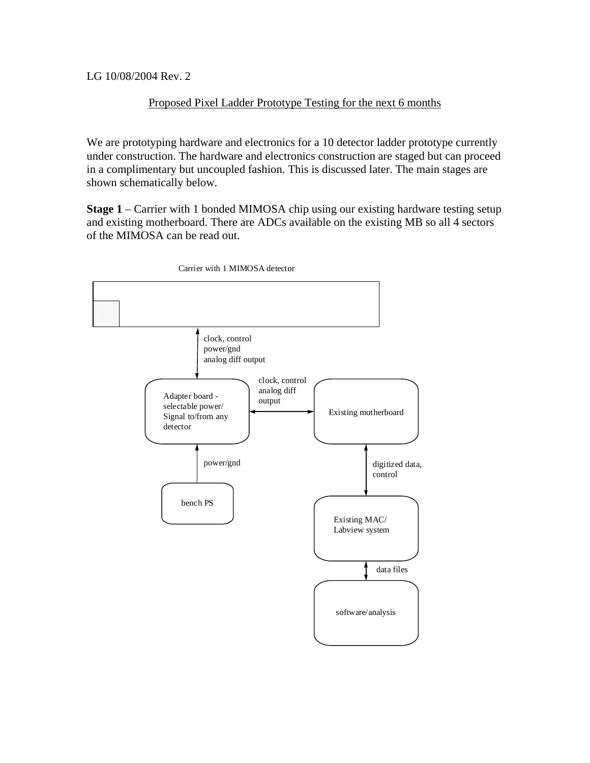LG 10/08/2004 Rev. 2

# Proposed Pixel Ladder Prototype Testing for the next 6 months

We are prototyping hardware and electronics for a 10 detector ladder prototype currently under construction. The hardware and electronics construction are staged but can proceed in a complimentary but uncoupled fashion. This is discussed later. The main stages are shown schematically below.

**Stage 1** – Carrier with 1 bonded MIMOSA chip using our existing hardware testing setup and existing motherboard. There are ADCs available on the existing MB so all 4 sectors of the MIMOSA can be read out.

Carrier with 1 MIMOSA detector

clock, control
power/gnd
analog diff output

Adapter board - selectable power/ Signal to/from any detector

clock, control
analog diff output

Existing motherboard

power/gnd

bench PS

digitized data, control

Existing MAC/ Labview system

data files

software/analysis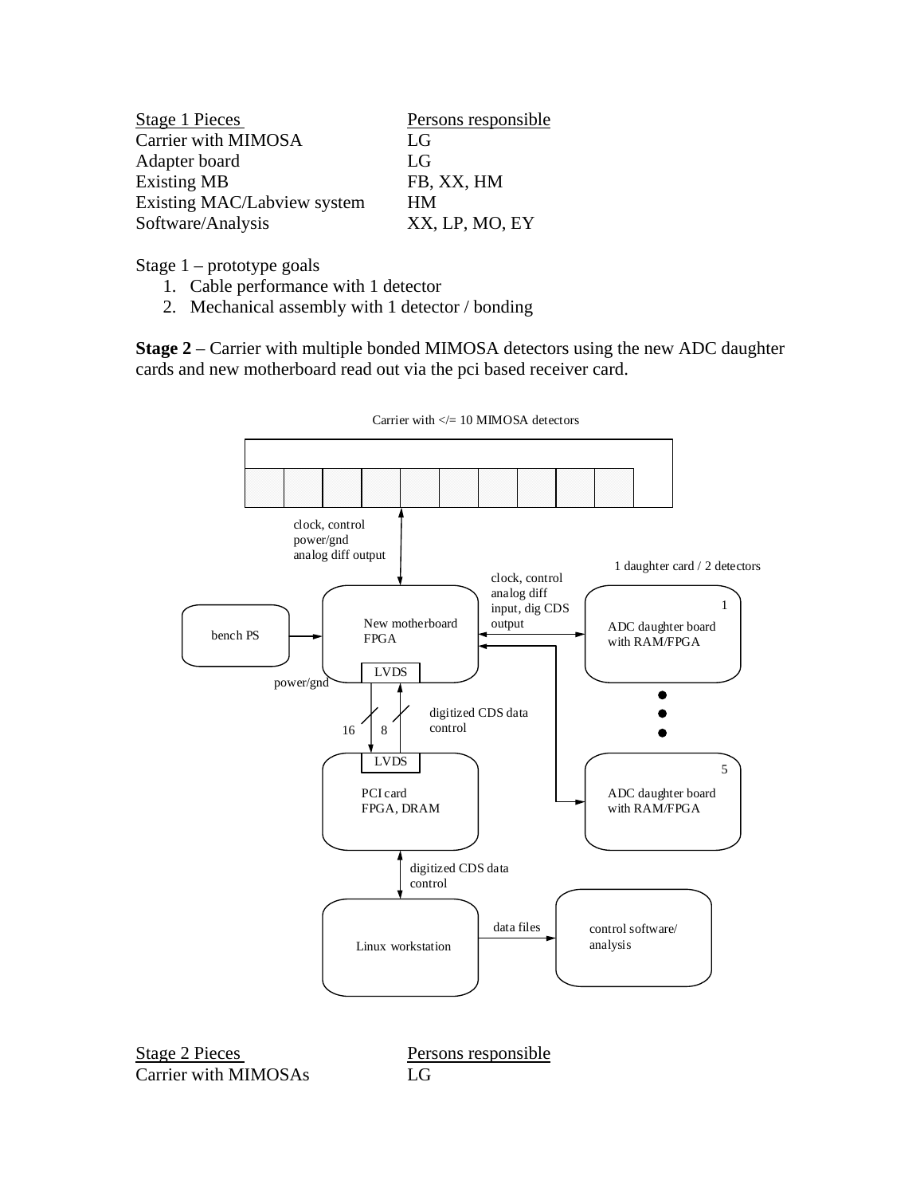| Stage 1 Pieces | Persons responsible |
|---|---|
| Carrier with MIMOSA | LG |
| Adapter board | LG |
| Existing MB | FB, XX, HM |
| Existing MAC/Labview system | HM |
| Software/Analysis | XX, LP, MO, EY |

Stage 1 – prototype goals

1. Cable performance with 1 detector
2. Mechanical assembly with 1 detector / bonding

**Stage 2** – Carrier with multiple bonded MIMOSA detectors using the new ADC daughter cards and new motherboard read out via the pci based receiver card.

Carrier with </= 10 MIMOSA detectors

clock, control
power/gnd
analog diff output

1 daughter card / 2 detectors

clock, control
analog diff
input, dig CDS
output

bench PS

New motherboard
FPGA

LVDS

power/gnd

ADC daughter board
with RAM/FPGA

1

16 8

digitized CDS data
control

LVDS

PCI card
FPGA, DRAM

ADC daughter board
with RAM/FPGA

5

digitized CDS data
control

Linux workstation

data files

control software/
analysis

| Stage 2 Pieces | Persons responsible |
|---|---|
| Carrier with MIMOSAs | LG |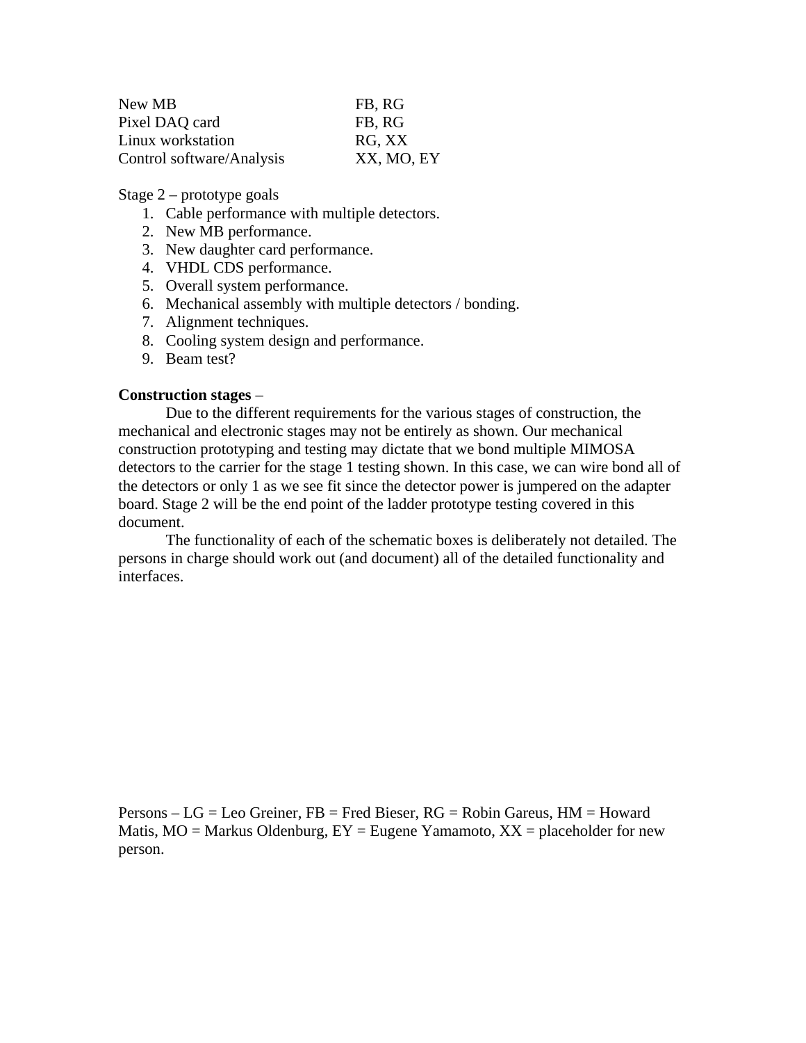| | |
|---|---|
| New MB | FB, RG |
| Pixel DAQ card | FB, RG |
| Linux workstation | RG, XX |
| Control software/Analysis | XX, MO, EY |

Stage 2 – prototype goals

1. Cable performance with multiple detectors.
2. New MB performance.
3. New daughter card performance.
4. VHDL CDS performance.
5. Overall system performance.
6. Mechanical assembly with multiple detectors / bonding.
7. Alignment techniques.
8. Cooling system design and performance.
9. Beam test?

**Construction stages** –

Due to the different requirements for the various stages of construction, the mechanical and electronic stages may not be entirely as shown. Our mechanical construction prototyping and testing may dictate that we bond multiple MIMOSA detectors to the carrier for the stage 1 testing shown. In this case, we can wire bond all of the detectors or only 1 as we see fit since the detector power is jumpered on the adapter board. Stage 2 will be the end point of the ladder prototype testing covered in this document.

The functionality of each of the schematic boxes is deliberately not detailed. The persons in charge should work out (and document) all of the detailed functionality and interfaces.

Persons – LG = Leo Greiner, FB = Fred Bieser, RG = Robin Gareus, HM = Howard Matis, MO = Markus Oldenburg, EY = Eugene Yamamoto, XX = placeholder for new person.